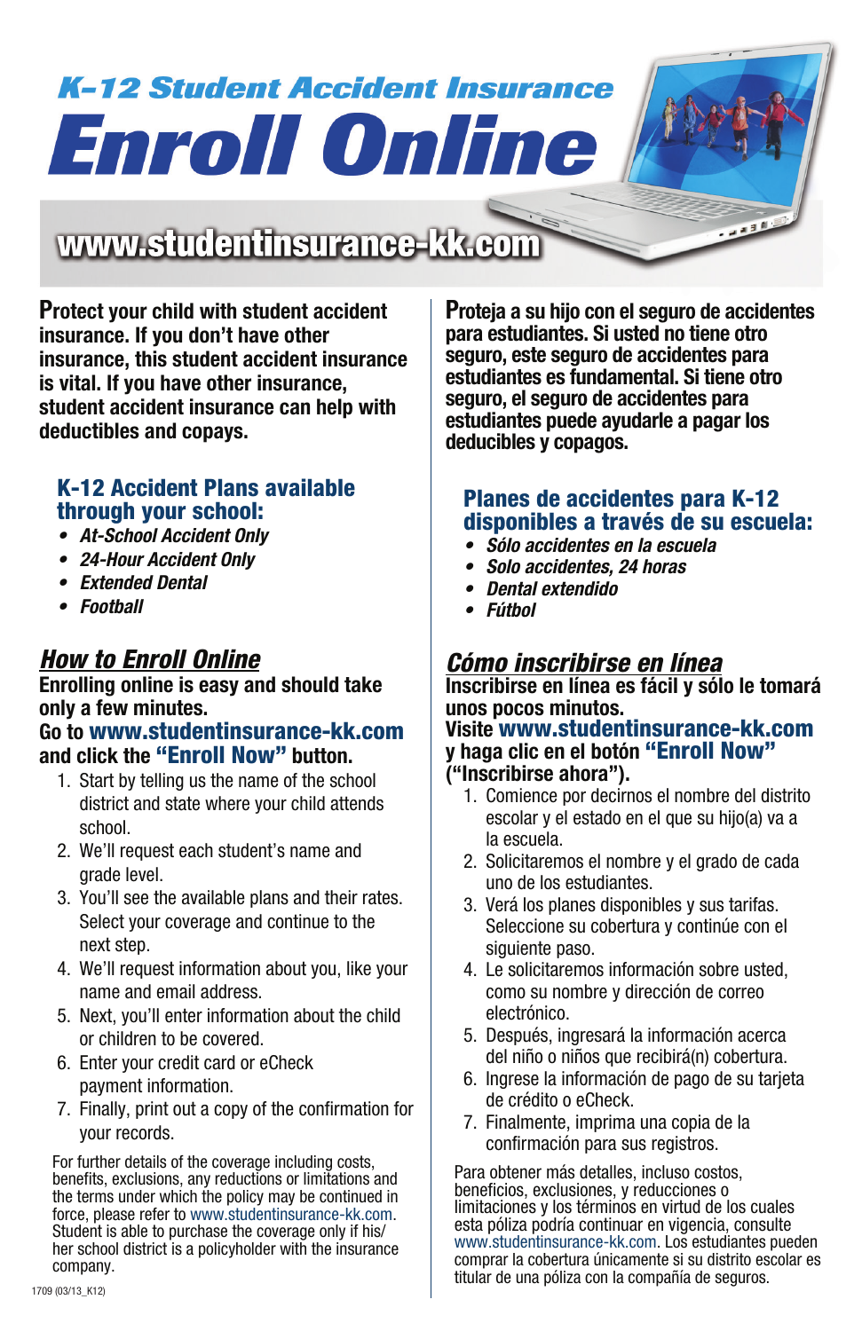## K-12 Student Accident Insurance

# Enroll Online

## www.studentinsurance-kk.com

**Protect your child with student accident insurance. If you don't have other insurance, this student accident insurance is vital. If you have other insurance, student accident insurance can help with deductibles and copays.**

### K-12 Accident Plans available through your school:

- *At-School Accident Only*
- *24-Hour Accident Only*
- *Extended Dental*
- *Football*

## *How to Enroll Online*

**Enrolling online is easy and should take only a few minutes.**
**Go to www.studentinsurance-kk.com and click the "Enroll Now" button.**

1. Start by telling us the name of the school district and state where your child attends school.
2. We'll request each student's name and grade level.
3. You'll see the available plans and their rates. Select your coverage and continue to the next step.
4. We'll request information about you, like your name and email address.
5. Next, you'll enter information about the child or children to be covered.
6. Enter your credit card or eCheck payment information.
7. Finally, print out a copy of the confirmation for your records.

For further details of the coverage including costs, benefits, exclusions, any reductions or limitations and the terms under which the policy may be continued in force, please refer to www.studentinsurance-kk.com. Student is able to purchase the coverage only if his/her school district is a policyholder with the insurance company.

1709 (03/13_K12)

**Proteja a su hijo con el seguro de accidentes para estudiantes. Si usted no tiene otro seguro, este seguro de accidentes para estudiantes es fundamental. Si tiene otro seguro, el seguro de accidentes para estudiantes puede ayudarle a pagar los deducibles y copagos.**

### Planes de accidentes para K-12 disponibles a través de su escuela:

- *Sólo accidentes en la escuela*
- *Solo accidentes, 24 horas*
- *Dental extendido*
- *Fútbol*

## *Cómo inscribirse en línea*

**Inscribirse en línea es fácil y sólo le tomará unos pocos minutos.**
**Visite www.studentinsurance-kk.com y haga clic en el botón "Enroll Now" ("Inscribirse ahora").**

1. Comience por decirnos el nombre del distrito escolar y el estado en el que su hijo(a) va a la escuela.
2. Solicitaremos el nombre y el grado de cada uno de los estudiantes.
3. Verá los planes disponibles y sus tarifas. Seleccione su cobertura y continúe con el siguiente paso.
4. Le solicitaremos información sobre usted, como su nombre y dirección de correo electrónico.
5. Después, ingresará la información acerca del niño o niños que recibirá(n) cobertura.
6. Ingrese la información de pago de su tarjeta de crédito o eCheck.
7. Finalmente, imprima una copia de la confirmación para sus registros.

Para obtener más detalles, incluso costos, beneficios, exclusiones, y reducciones o limitaciones y los términos en virtud de los cuales esta póliza podría continuar en vigencia, consulte www.studentinsurance-kk.com. Los estudiantes pueden comprar la cobertura únicamente si su distrito escolar es titular de una póliza con la compañía de seguros.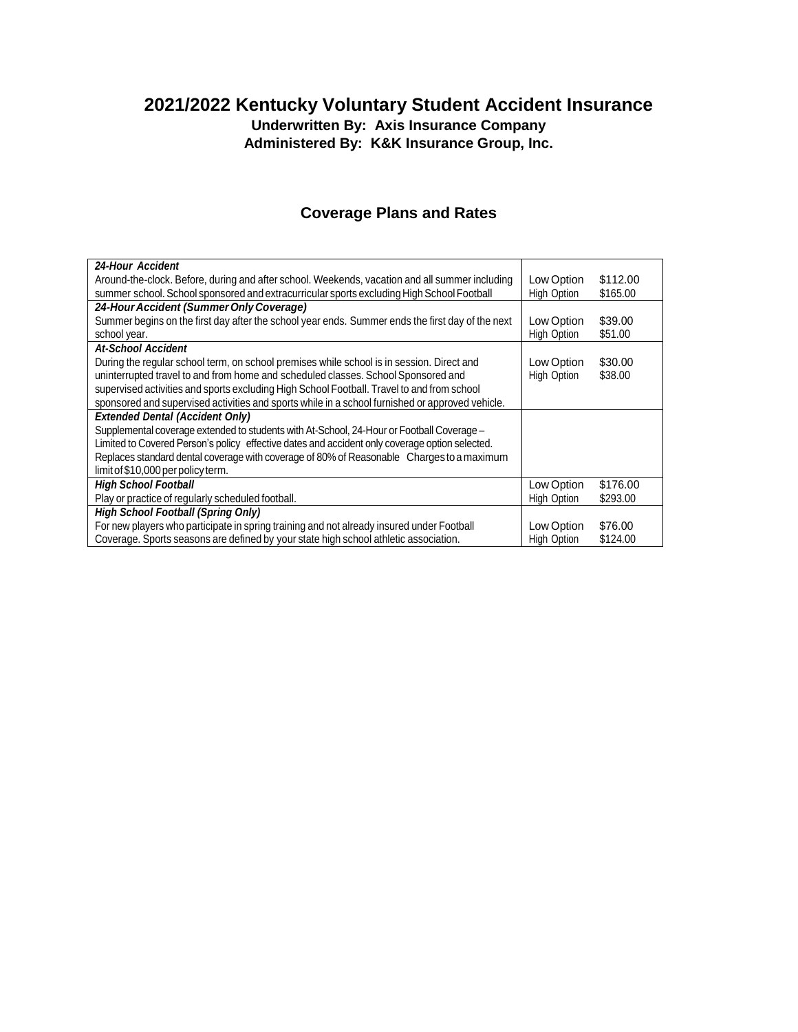# 2021/2022 Kentucky Voluntary Student Accident Insurance

**Underwritten By: Axis Insurance Company**

**Administered By: K&K Insurance Group, Inc.**

## Coverage Plans and Rates

| Coverage | Option | Rate |
|---|---|---|
| ***24-Hour Accident*** Around-the-clock. Before, during and after school. Weekends, vacation and all summer including summer school. School sponsored and extracurricular sports excluding High School Football | Low Option<br>High Option | $112.00<br>$165.00 |
| ***24-Hour Accident (Summer Only Coverage)*** Summer begins on the first day after the school year ends. Summer ends the first day of the next school year. | Low Option<br>High Option | $39.00<br>$51.00 |
| ***At-School Accident*** During the regular school term, on school premises while school is in session. Direct and uninterrupted travel to and from home and scheduled classes. School Sponsored and supervised activities and sports excluding High School Football. Travel to and from school sponsored and supervised activities and sports while in a school furnished or approved vehicle. | Low Option<br>High Option | $30.00<br>$38.00 |
| ***Extended Dental (Accident Only)*** Supplemental coverage extended to students with At-School, 24-Hour or Football Coverage – Limited to Covered Person's policy effective dates and accident only coverage option selected. Replaces standard dental coverage with coverage of 80% of Reasonable Charges to a maximum limit of $10,000 per policy term. | | |
| ***High School Football*** Play or practice of regularly scheduled football. | Low Option<br>High Option | $176.00<br>$293.00 |
| ***High School Football (Spring Only)*** For new players who participate in spring training and not already insured under Football Coverage. Sports seasons are defined by your state high school athletic association. | Low Option<br>High Option | $76.00<br>$124.00 |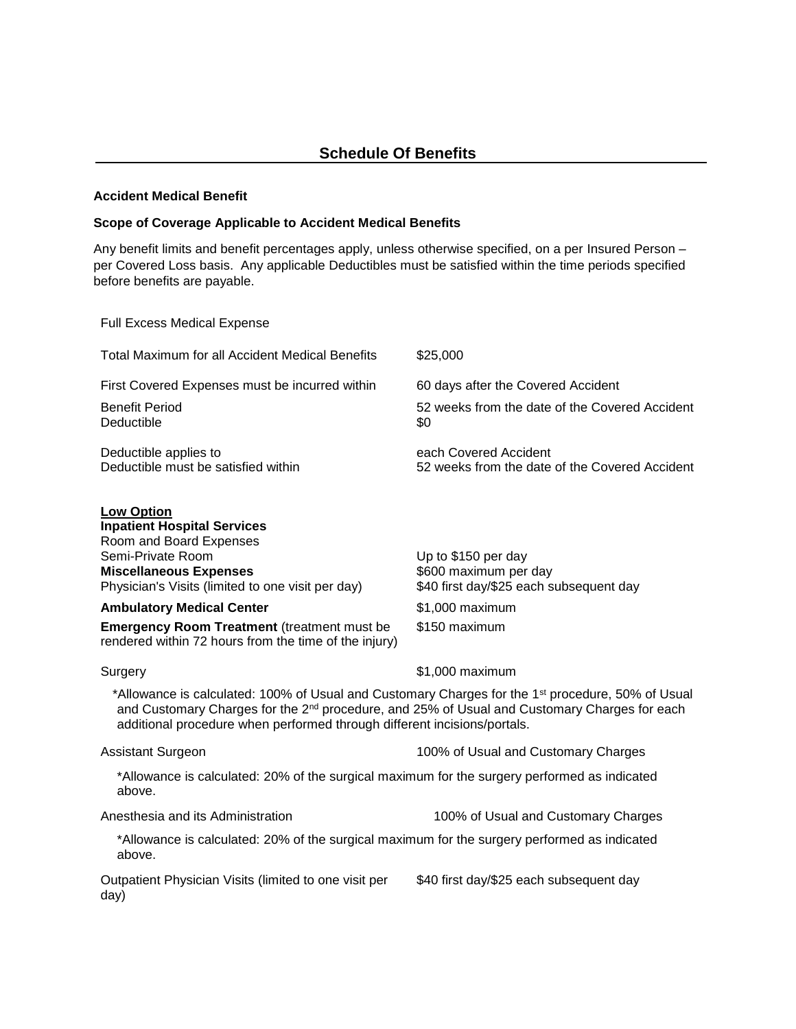## Schedule Of Benefits

**Accident Medical Benefit**

**Scope of Coverage Applicable to Accident Medical Benefits**

Any benefit limits and benefit percentages apply, unless otherwise specified, on a per Insured Person – per Covered Loss basis. Any applicable Deductibles must be satisfied within the time periods specified before benefits are payable.

Full Excess Medical Expense

| | |
|---|---|
| Total Maximum for all Accident Medical Benefits | $25,000 |
| First Covered Expenses must be incurred within | 60 days after the Covered Accident |
| Benefit Period | 52 weeks from the date of the Covered Accident |
| Deductible | $0 |
| Deductible applies to | each Covered Accident |
| Deductible must be satisfied within | 52 weeks from the date of the Covered Accident |

<u>**Low Option**</u>

| | |
|---|---|
| **Inpatient Hospital Services** | |
| Room and Board Expenses | |
| Semi-Private Room | Up to $150 per day |
| **Miscellaneous Expenses** | $600 maximum per day |
| Physician's Visits (limited to one visit per day) | $40 first day/$25 each subsequent day |
| **Ambulatory Medical Center** | $1,000 maximum |
| **Emergency Room Treatment** (treatment must be rendered within 72 hours from the time of the injury) | $150 maximum |
| Surgery | $1,000 maximum |

*Allowance is calculated: 100% of Usual and Customary Charges for the 1st procedure, 50% of Usual and Customary Charges for the 2nd procedure, and 25% of Usual and Customary Charges for each additional procedure when performed through different incisions/portals.

| | |
|---|---|
| Assistant Surgeon | 100% of Usual and Customary Charges |

*Allowance is calculated: 20% of the surgical maximum for the surgery performed as indicated above.

| | |
|---|---|
| Anesthesia and its Administration | 100% of Usual and Customary Charges |

*Allowance is calculated: 20% of the surgical maximum for the surgery performed as indicated above.

| | |
|---|---|
| Outpatient Physician Visits (limited to one visit per day) | $40 first day/$25 each subsequent day |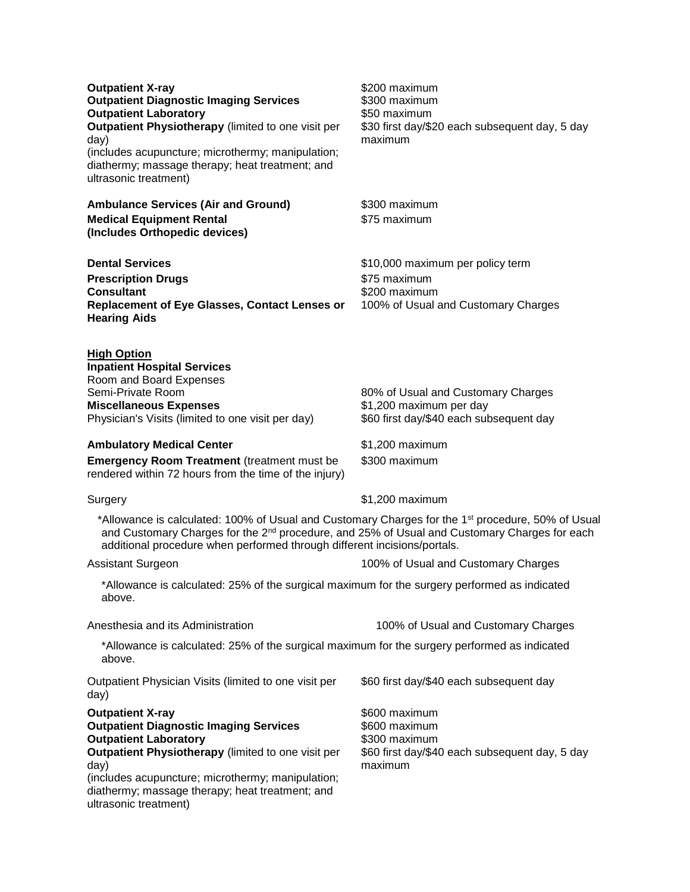| | |
|---|---|
| **Outpatient X-ray** | $200 maximum |
| **Outpatient Diagnostic Imaging Services** | $300 maximum |
| **Outpatient Laboratory** | $50 maximum |
| **Outpatient Physiotherapy** (limited to one visit per day) (includes acupuncture; microthermy; manipulation; diathermy; massage therapy; heat treatment; and ultrasonic treatment) | $30 first day/$20 each subsequent day, 5 day maximum |
| **Ambulance Services (Air and Ground)** | $300 maximum |
| **Medical Equipment Rental (Includes Orthopedic devices)** | $75 maximum |
| **Dental Services** | $10,000 maximum per policy term |
| **Prescription Drugs** | $75 maximum |
| **Consultant** | $200 maximum |
| **Replacement of Eye Glasses, Contact Lenses or Hearing Aids** | 100% of Usual and Customary Charges |

**<u>High Option</u>**

| | |
|---|---|
| **Inpatient Hospital Services** | |
| Room and Board Expenses | |
| Semi-Private Room | 80% of Usual and Customary Charges |
| **Miscellaneous Expenses** | $1,200 maximum per day |
| Physician's Visits (limited to one visit per day) | $60 first day/$40 each subsequent day |
| **Ambulatory Medical Center** | $1,200 maximum |
| **Emergency Room Treatment** (treatment must be rendered within 72 hours from the time of the injury) | $300 maximum |
| Surgery | $1,200 maximum |

*Allowance is calculated: 100% of Usual and Customary Charges for the 1st procedure, 50% of Usual and Customary Charges for the 2nd procedure, and 25% of Usual and Customary Charges for each additional procedure when performed through different incisions/portals.

| | |
|---|---|
| Assistant Surgeon | 100% of Usual and Customary Charges |

*Allowance is calculated: 25% of the surgical maximum for the surgery performed as indicated above.

| | |
|---|---|
| Anesthesia and its Administration | 100% of Usual and Customary Charges |

*Allowance is calculated: 25% of the surgical maximum for the surgery performed as indicated above.

| | |
|---|---|
| Outpatient Physician Visits (limited to one visit per day) | $60 first day/$40 each subsequent day |
| **Outpatient X-ray** | $600 maximum |
| **Outpatient Diagnostic Imaging Services** | $600 maximum |
| **Outpatient Laboratory** | $300 maximum |
| **Outpatient Physiotherapy** (limited to one visit per day) (includes acupuncture; microthermy; manipulation; diathermy; massage therapy; heat treatment; and ultrasonic treatment) | $60 first day/$40 each subsequent day, 5 day maximum |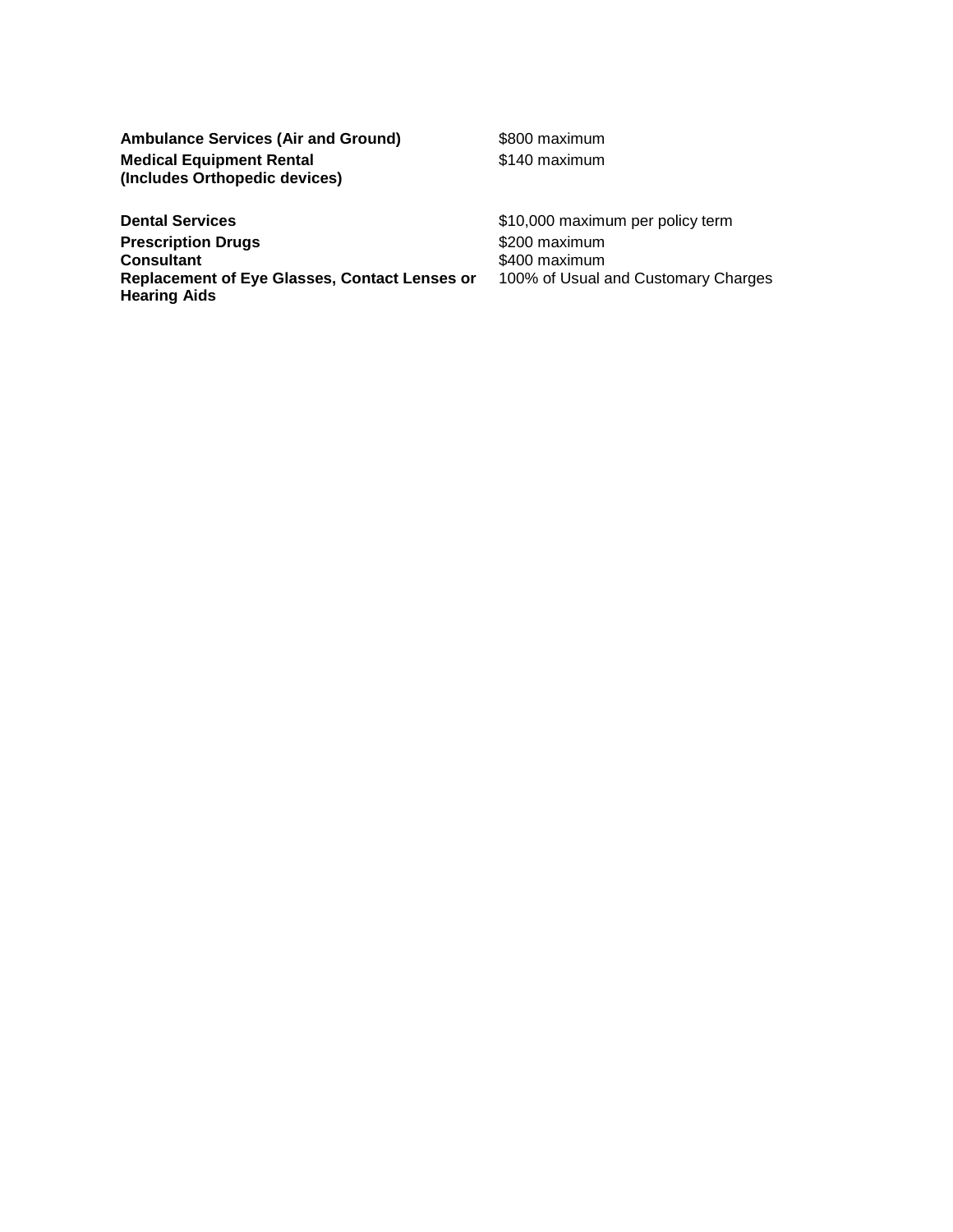| | |
|---|---|
| **Ambulance Services (Air and Ground)** | $800 maximum |
| **Medical Equipment Rental (Includes Orthopedic devices)** | $140 maximum |
| **Dental Services** | $10,000 maximum per policy term |
| **Prescription Drugs** | $200 maximum |
| **Consultant** | $400 maximum |
| **Replacement of Eye Glasses, Contact Lenses or Hearing Aids** | 100% of Usual and Customary Charges |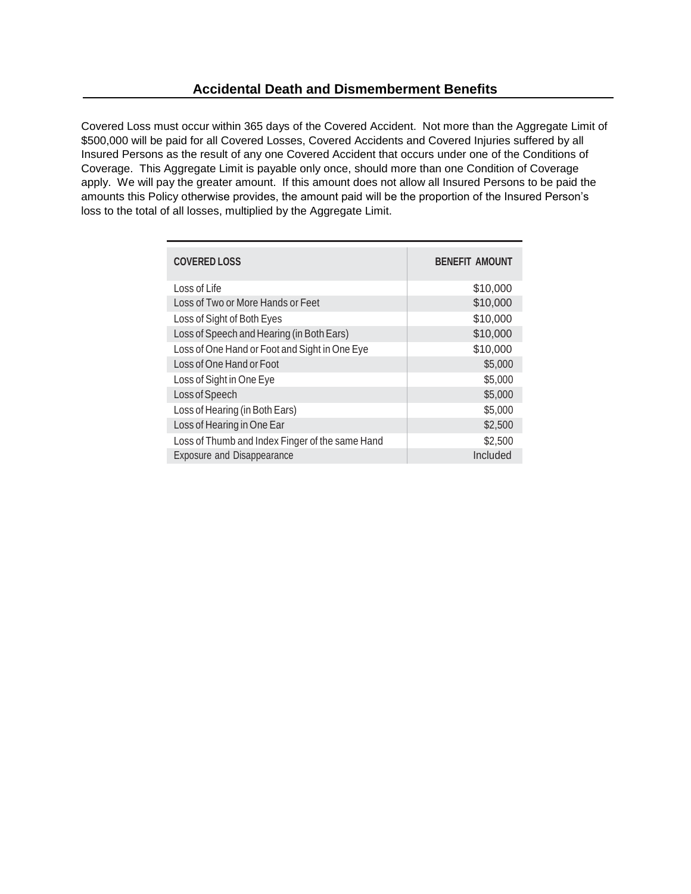## Accidental Death and Dismemberment Benefits

Covered Loss must occur within 365 days of the Covered Accident. Not more than the Aggregate Limit of $500,000 will be paid for all Covered Losses, Covered Accidents and Covered Injuries suffered by all Insured Persons as the result of any one Covered Accident that occurs under one of the Conditions of Coverage. This Aggregate Limit is payable only once, should more than one Condition of Coverage apply. We will pay the greater amount. If this amount does not allow all Insured Persons to be paid the amounts this Policy otherwise provides, the amount paid will be the proportion of the Insured Person's loss to the total of all losses, multiplied by the Aggregate Limit.

| COVERED LOSS | BENEFIT AMOUNT |
|---|---:|
| Loss of Life | $10,000 |
| Loss of Two or More Hands or Feet | $10,000 |
| Loss of Sight of Both Eyes | $10,000 |
| Loss of Speech and Hearing (in Both Ears) | $10,000 |
| Loss of One Hand or Foot and Sight in One Eye | $10,000 |
| Loss of One Hand or Foot | $5,000 |
| Loss of Sight in One Eye | $5,000 |
| Loss of Speech | $5,000 |
| Loss of Hearing (in Both Ears) | $5,000 |
| Loss of Hearing in One Ear | $2,500 |
| Loss of Thumb and Index Finger of the same Hand | $2,500 |
| Exposure and Disappearance | Included |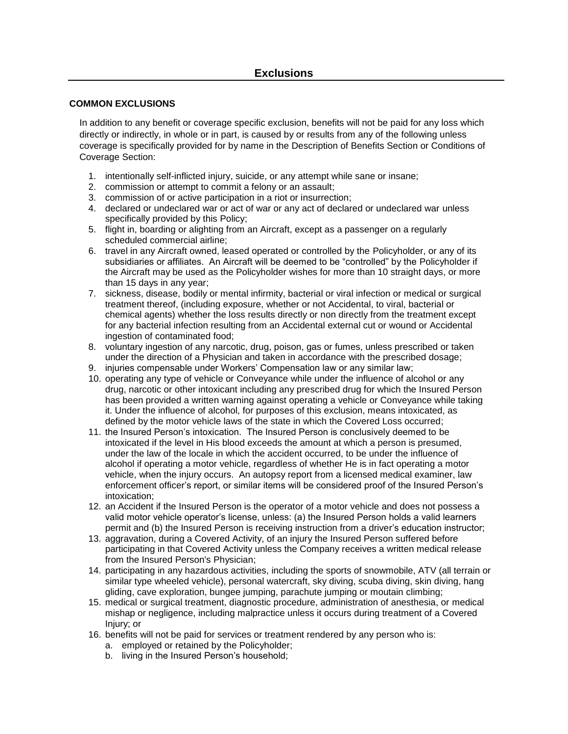# Exclusions

## COMMON EXCLUSIONS

In addition to any benefit or coverage specific exclusion, benefits will not be paid for any loss which directly or indirectly, in whole or in part, is caused by or results from any of the following unless coverage is specifically provided for by name in the Description of Benefits Section or Conditions of Coverage Section:

1. intentionally self-inflicted injury, suicide, or any attempt while sane or insane;
2. commission or attempt to commit a felony or an assault;
3. commission of or active participation in a riot or insurrection;
4. declared or undeclared war or act of war or any act of declared or undeclared war unless specifically provided by this Policy;
5. flight in, boarding or alighting from an Aircraft, except as a passenger on a regularly scheduled commercial airline;
6. travel in any Aircraft owned, leased operated or controlled by the Policyholder, or any of its subsidiaries or affiliates. An Aircraft will be deemed to be "controlled" by the Policyholder if the Aircraft may be used as the Policyholder wishes for more than 10 straight days, or more than 15 days in any year;
7. sickness, disease, bodily or mental infirmity, bacterial or viral infection or medical or surgical treatment thereof, (including exposure, whether or not Accidental, to viral, bacterial or chemical agents) whether the loss results directly or non directly from the treatment except for any bacterial infection resulting from an Accidental external cut or wound or Accidental ingestion of contaminated food;
8. voluntary ingestion of any narcotic, drug, poison, gas or fumes, unless prescribed or taken under the direction of a Physician and taken in accordance with the prescribed dosage;
9. injuries compensable under Workers' Compensation law or any similar law;
10. operating any type of vehicle or Conveyance while under the influence of alcohol or any drug, narcotic or other intoxicant including any prescribed drug for which the Insured Person has been provided a written warning against operating a vehicle or Conveyance while taking it. Under the influence of alcohol, for purposes of this exclusion, means intoxicated, as defined by the motor vehicle laws of the state in which the Covered Loss occurred;
11. the Insured Person's intoxication. The Insured Person is conclusively deemed to be intoxicated if the level in His blood exceeds the amount at which a person is presumed, under the law of the locale in which the accident occurred, to be under the influence of alcohol if operating a motor vehicle, regardless of whether He is in fact operating a motor vehicle, when the injury occurs. An autopsy report from a licensed medical examiner, law enforcement officer's report, or similar items will be considered proof of the Insured Person's intoxication;
12. an Accident if the Insured Person is the operator of a motor vehicle and does not possess a valid motor vehicle operator's license, unless: (a) the Insured Person holds a valid learners permit and (b) the Insured Person is receiving instruction from a driver's education instructor;
13. aggravation, during a Covered Activity, of an injury the Insured Person suffered before participating in that Covered Activity unless the Company receives a written medical release from the Insured Person's Physician;
14. participating in any hazardous activities, including the sports of snowmobile, ATV (all terrain or similar type wheeled vehicle), personal watercraft, sky diving, scuba diving, skin diving, hang gliding, cave exploration, bungee jumping, parachute jumping or moutain climbing;
15. medical or surgical treatment, diagnostic procedure, administration of anesthesia, or medical mishap or negligence, including malpractice unless it occurs during treatment of a Covered Injury; or
16. benefits will not be paid for services or treatment rendered by any person who is:
    a. employed or retained by the Policyholder;
    b. living in the Insured Person's household;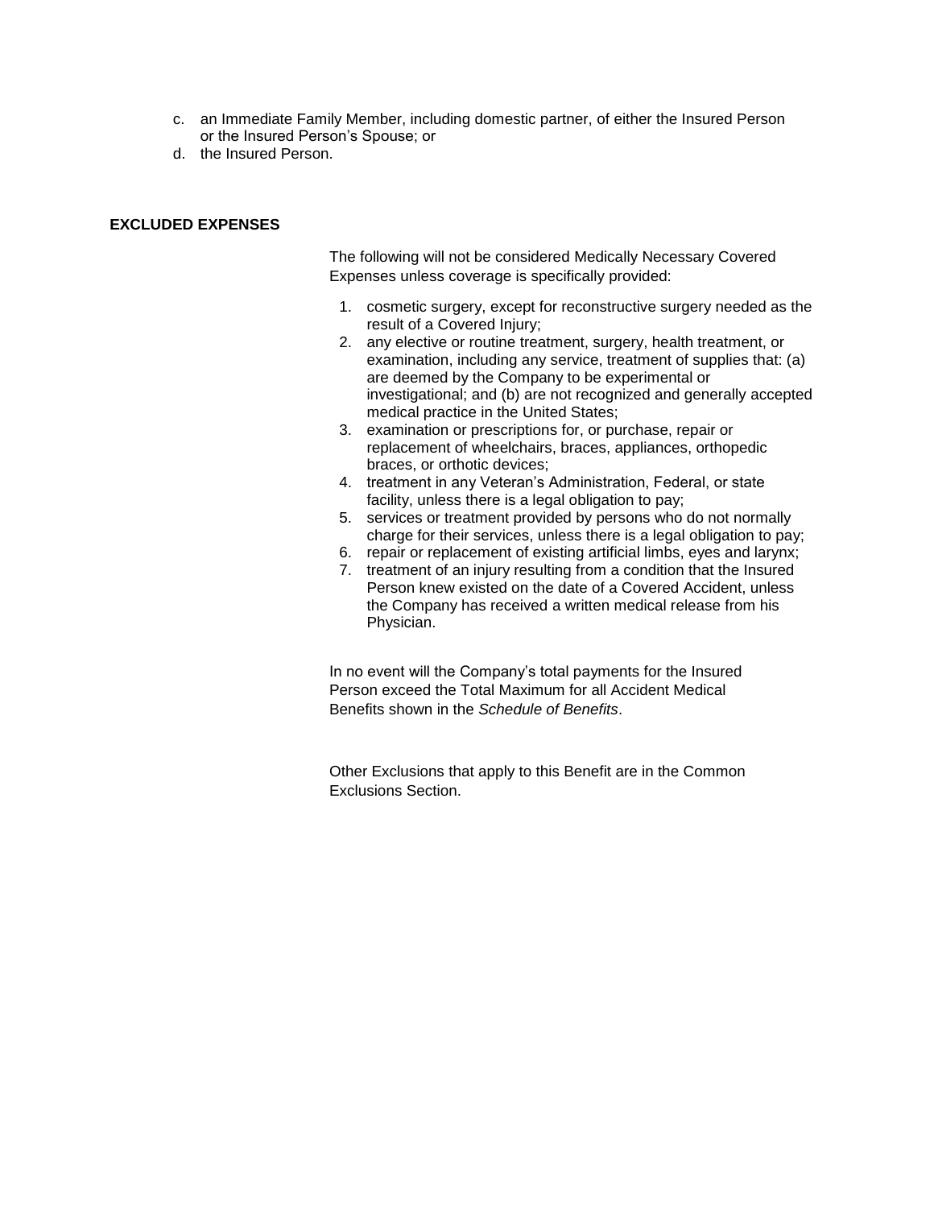c. an Immediate Family Member, including domestic partner, of either the Insured Person or the Insured Person's Spouse; or
d. the Insured Person.

**EXCLUDED EXPENSES**

The following will not be considered Medically Necessary Covered Expenses unless coverage is specifically provided:

1. cosmetic surgery, except for reconstructive surgery needed as the result of a Covered Injury;
2. any elective or routine treatment, surgery, health treatment, or examination, including any service, treatment of supplies that: (a) are deemed by the Company to be experimental or investigational; and (b) are not recognized and generally accepted medical practice in the United States;
3. examination or prescriptions for, or purchase, repair or replacement of wheelchairs, braces, appliances, orthopedic braces, or orthotic devices;
4. treatment in any Veteran's Administration, Federal, or state facility, unless there is a legal obligation to pay;
5. services or treatment provided by persons who do not normally charge for their services, unless there is a legal obligation to pay;
6. repair or replacement of existing artificial limbs, eyes and larynx;
7. treatment of an injury resulting from a condition that the Insured Person knew existed on the date of a Covered Accident, unless the Company has received a written medical release from his Physician.

In no event will the Company's total payments for the Insured Person exceed the Total Maximum for all Accident Medical Benefits shown in the *Schedule of Benefits*.

Other Exclusions that apply to this Benefit are in the Common Exclusions Section.